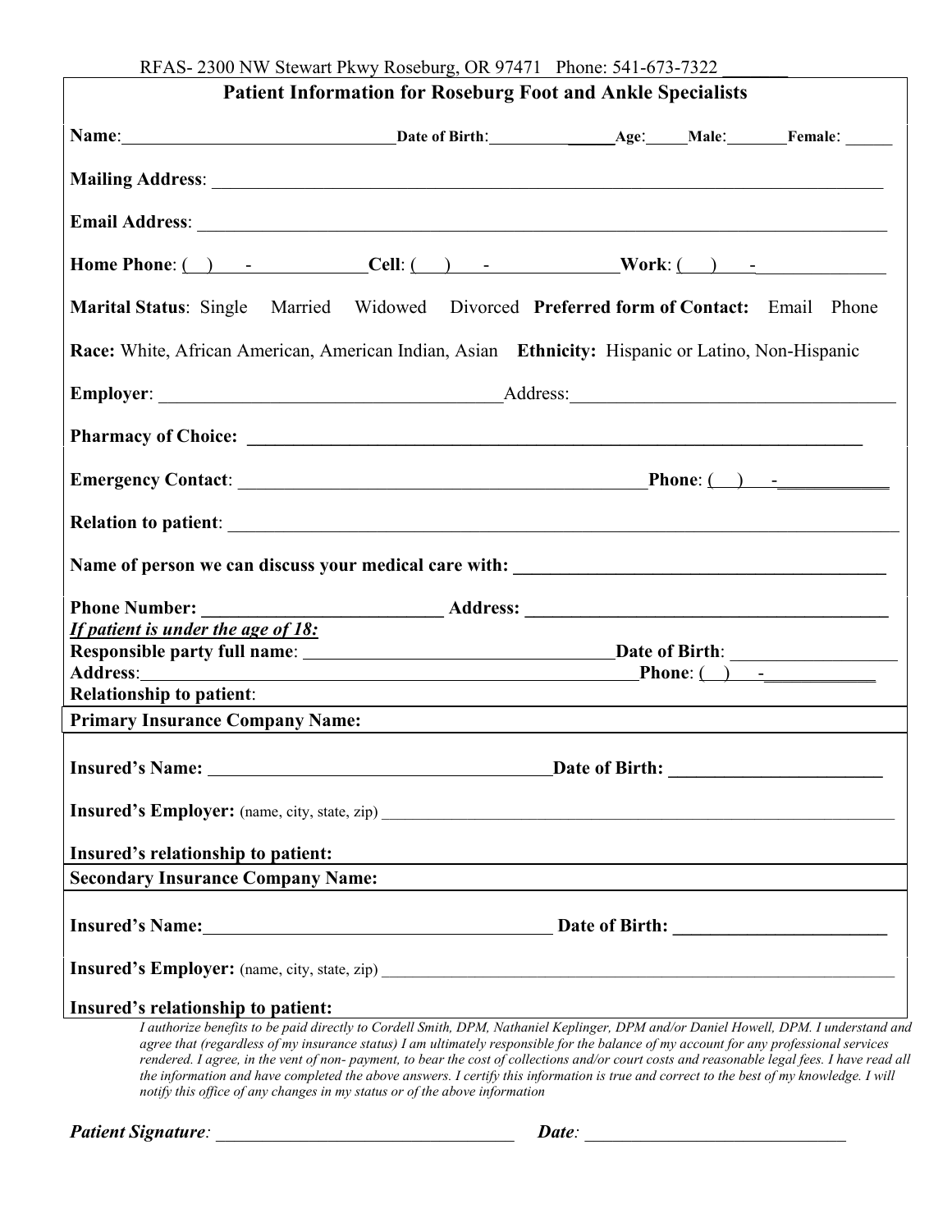RFAS- 2300 NW Stewart Pkwy Roseburg, OR 97471 Phone: 541-673-7322 _______

## Patient Information for Roseburg Foot and Ankle Specialists

**Name**:______________________________ **Date of Birth**:________________ **Age**:_____ **Male**:_______ **Female**: ______

**Mailing Address**: ______________________________________________________________________________

**Email Address**: ________________________________________________________________________________

**Home Phone**: (   )    -              **Cell**: (   )    -               **Work**: (   )    -______________

**Marital Status**: Single  Married  Widowed  Divorced **Preferred form of Contact:** Email Phone

**Race:** White, African American, American Indian, Asian **Ethnicity:** Hispanic or Latino, Non-Hispanic

**Employer**: ____________________________________ Address:__________________________________

**Pharmacy of Choice:** ______________________________________________________________________

**Emergency Contact**: _____________________________________________ **Phone**: (   )    -____________

**Relation to patient**: _________________________________________________________________________

**Name of person we can discuss your medical care with:** ______________________________________

**Phone Number:** _________________________ **Address:** _______________________________________

***If patient is under the age of 18:***

**Responsible party full name**: _________________________________ **Date of Birth**: _________________

**Address**:______________________________________________________ **Phone**: (   )    -____________

**Relationship to patient**:

**Primary Insurance Company Name:**

**Insured's Name:** _____________________________________ **Date of Birth:** _______________________

**Insured's Employer:** (name, city, state, zip) ___________________________________________________________

**Insured's relationship to patient:**

**Secondary Insurance Company Name:**

**Insured's Name:**_____________________________________ **Date of Birth:** _______________________

**Insured's Employer:** (name, city, state, zip) ___________________________________________________________

**Insured's relationship to patient:**

*I authorize benefits to be paid directly to Cordell Smith, DPM, Nathaniel Keplinger, DPM and/or Daniel Howell, DPM. I understand and agree that (regardless of my insurance status) I am ultimately responsible for the balance of my account for any professional services rendered. I agree, in the vent of non- payment, to bear the cost of collections and/or court costs and reasonable legal fees. I have read all the information and have completed the above answers. I certify this information is true and correct to the best of my knowledge. I will notify this office of any changes in my status or of the above information*

***Patient Signature**: __________________________________ **Date**: _____________________________*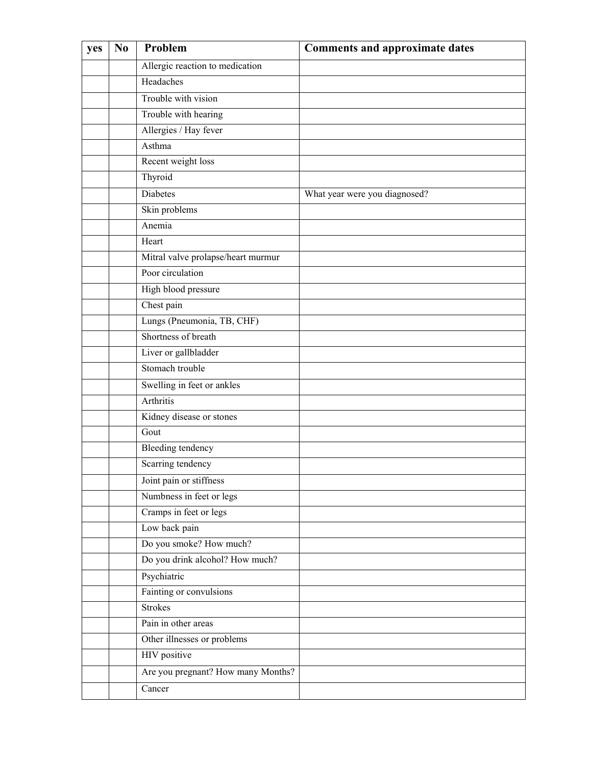| yes | No | Problem | Comments and approximate dates |
|---|---|---|---|
| | | Allergic reaction to medication | |
| | | Headaches | |
| | | Trouble with vision | |
| | | Trouble with hearing | |
| | | Allergies / Hay fever | |
| | | Asthma | |
| | | Recent weight loss | |
| | | Thyroid | |
| | | Diabetes | What year were you diagnosed? |
| | | Skin problems | |
| | | Anemia | |
| | | Heart | |
| | | Mitral valve prolapse/heart murmur | |
| | | Poor circulation | |
| | | High blood pressure | |
| | | Chest pain | |
| | | Lungs (Pneumonia, TB, CHF) | |
| | | Shortness of breath | |
| | | Liver or gallbladder | |
| | | Stomach trouble | |
| | | Swelling in feet or ankles | |
| | | Arthritis | |
| | | Kidney disease or stones | |
| | | Gout | |
| | | Bleeding tendency | |
| | | Scarring tendency | |
| | | Joint pain or stiffness | |
| | | Numbness in feet or legs | |
| | | Cramps in feet or legs | |
| | | Low back pain | |
| | | Do you smoke? How much? | |
| | | Do you drink alcohol? How much? | |
| | | Psychiatric | |
| | | Fainting or convulsions | |
| | | Strokes | |
| | | Pain in other areas | |
| | | Other illnesses or problems | |
| | | HIV positive | |
| | | Are you pregnant? How many Months? | |
| | | Cancer | |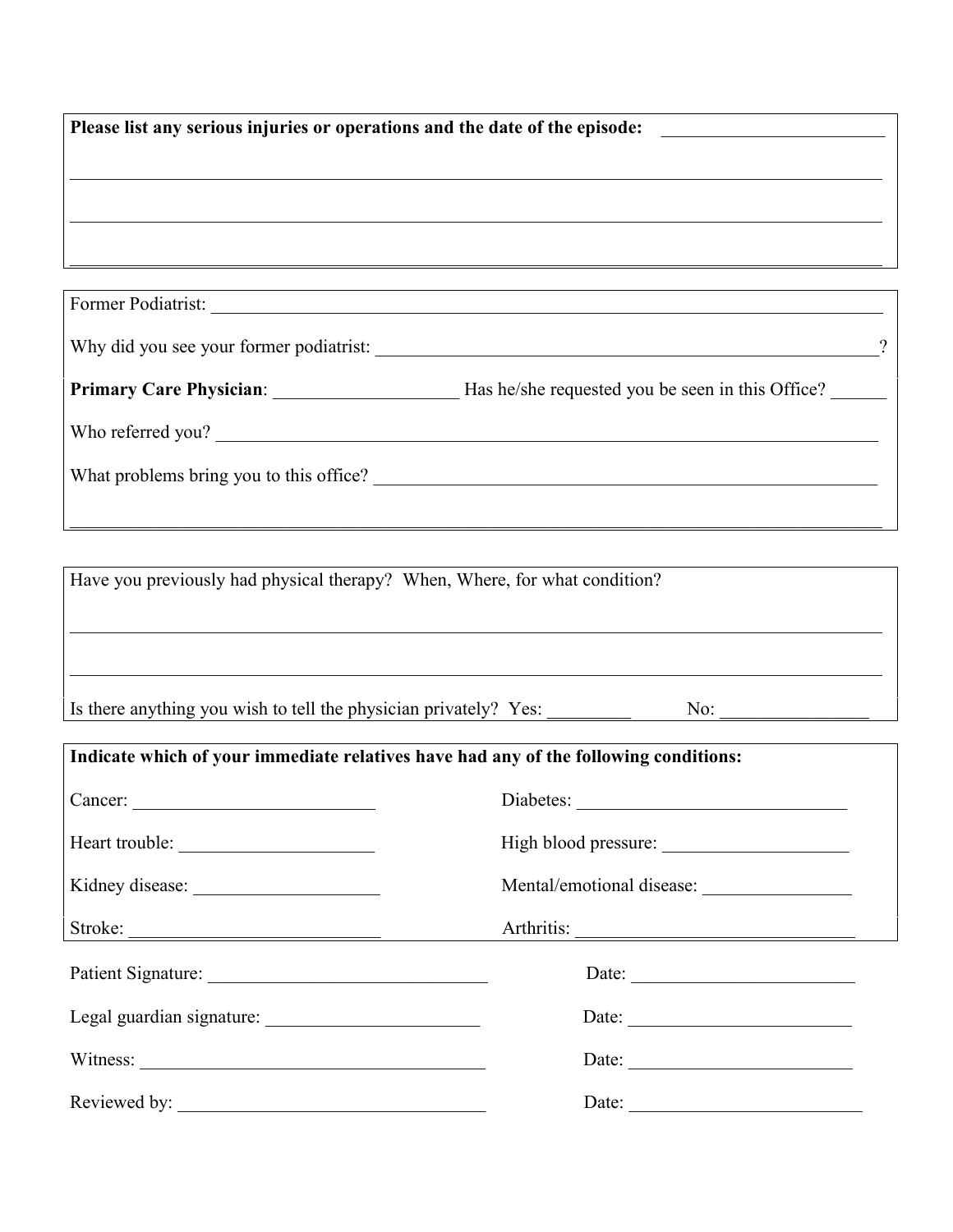**Please list any serious injuries or operations and the date of the episode:** ________________________

_______________________________________________________________________________

_______________________________________________________________________________

_______________________________________________________________________________

Former Podiatrist: ________________________________________________________________________

Why did you see your former podiatrist: ____________________________________________________?

**Primary Care Physician**: ____________________ Has he/she requested you be seen in this Office? ______

Who referred you? ________________________________________________________________________

What problems bring you to this office? ____________________________________________________

_______________________________________________________________________________

Have you previously had physical therapy? When, Where, for what condition?

_______________________________________________________________________________

_______________________________________________________________________________

Is there anything you wish to tell the physician privately? Yes: _________ No: ________________

**Indicate which of your immediate relatives have had any of the following conditions:**

Cancer: __________________________

Diabetes: _____________________________

Heart trouble: _____________________

High blood pressure: ____________________

Kidney disease: ____________________

Mental/emotional disease: ________________

Stroke: ___________________________

Arthritis: _______________________________

Patient Signature: ______________________________ Date: ________________________

Legal guardian signature: _______________________ Date: ________________________

Witness: _____________________________________ Date: ________________________

Reviewed by: _________________________________ Date: _________________________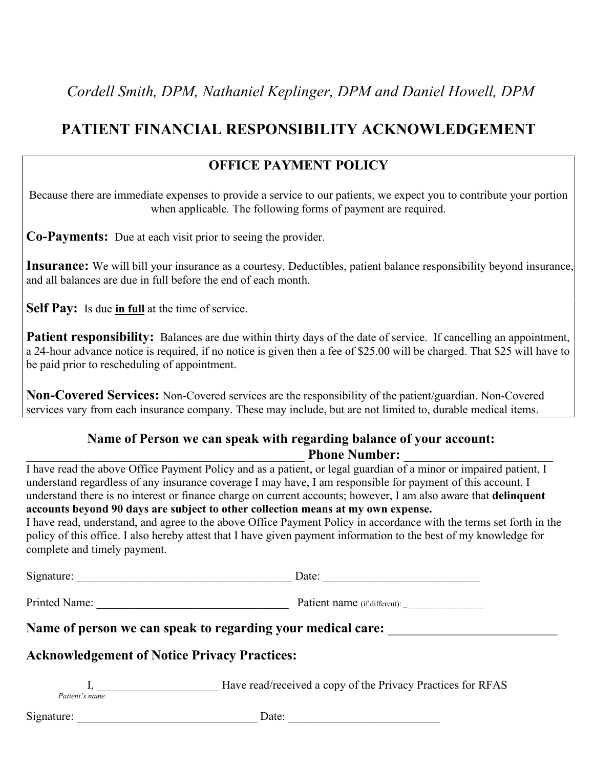*Cordell Smith, DPM, Nathaniel Keplinger, DPM and Daniel Howell, DPM*

# PATIENT FINANCIAL RESPONSIBILITY ACKNOWLEDGEMENT

## OFFICE PAYMENT POLICY

Because there are immediate expenses to provide a service to our patients, we expect you to contribute your portion when applicable. The following forms of payment are required.

**Co-Payments:** Due at each visit prior to seeing the provider.

**Insurance:** We will bill your insurance as a courtesy. Deductibles, patient balance responsibility beyond insurance, and all balances are due in full before the end of each month.

**Self Pay:** Is due **<u>in full</u>** at the time of service.

**Patient responsibility:** Balances are due within thirty days of the date of service. If cancelling an appointment, a 24-hour advance notice is required, if no notice is given then a fee of $25.00 will be charged. That $25 will have to be paid prior to rescheduling of appointment.

**Non-Covered Services:** Non-Covered services are the responsibility of the patient/guardian. Non-Covered services vary from each insurance company. These may include, but are not limited to, durable medical items.

**Name of Person we can speak with regarding balance of your account:**

**___________________________________________ Phone Number: ______________________**

I have read the above Office Payment Policy and as a patient, or legal guardian of a minor or impaired patient, I understand regardless of any insurance coverage I may have, I am responsible for payment of this account. I understand there is no interest or finance charge on current accounts; however, I am also aware that **delinquent accounts beyond 90 days are subject to other collection means at my own expense.**

I have read, understand, and agree to the above Office Payment Policy in accordance with the terms set forth in the policy of this office. I also hereby attest that I have given payment information to the best of my knowledge for complete and timely payment.

Signature: _____________________________________ Date: ___________________________

Printed Name: _________________________________ Patient name (if different): ________________

**Name of person we can speak to regarding your medical care: ___________________________**

**Acknowledgement of Notice Privacy Practices:**

I, _____________________ Have read/received a copy of the Privacy Practices for RFAS
*Patient's name*

Signature: _______________________________ Date: __________________________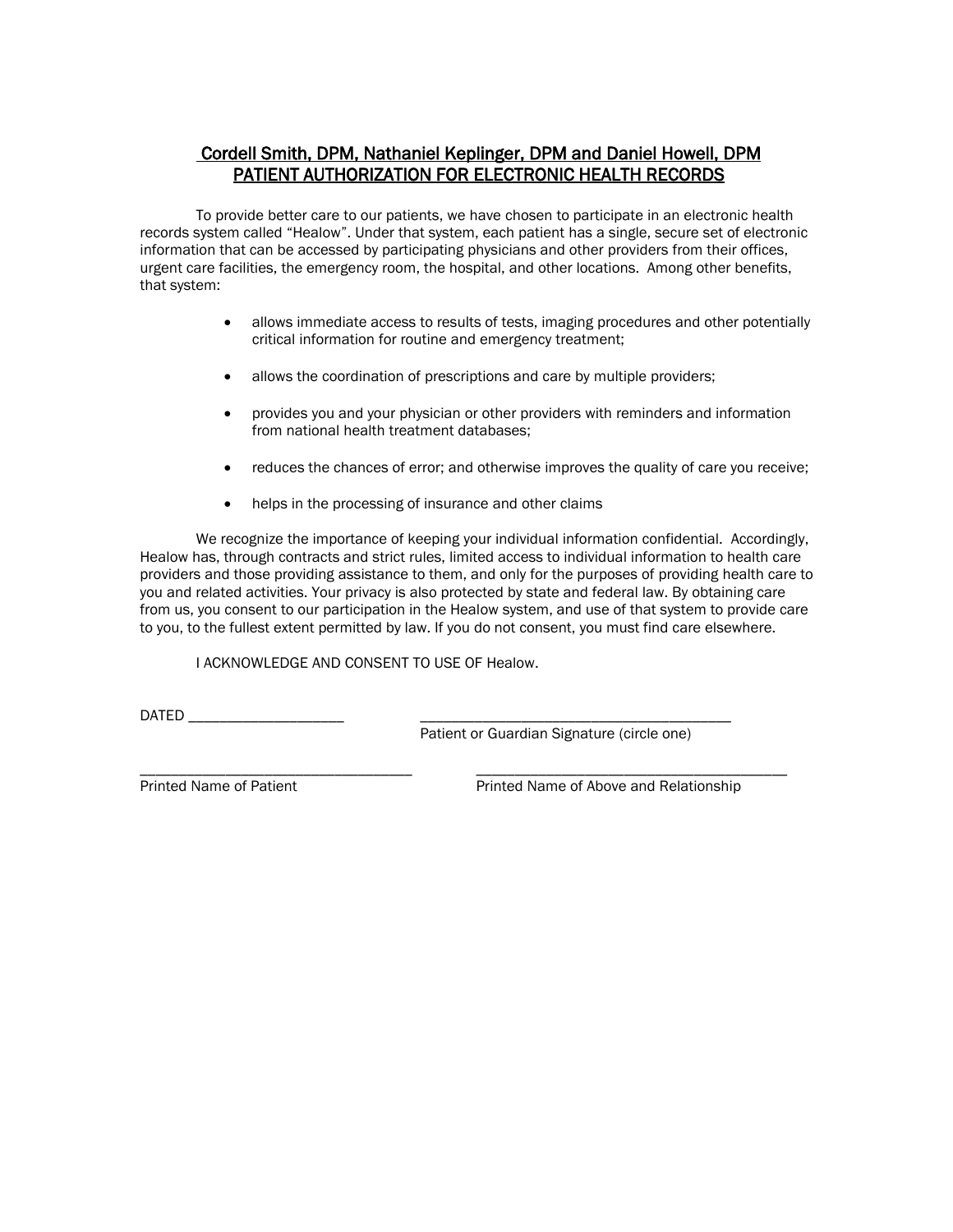## Cordell Smith, DPM, Nathaniel Keplinger, DPM and Daniel Howell, DPM
## PATIENT AUTHORIZATION FOR ELECTRONIC HEALTH RECORDS

To provide better care to our patients, we have chosen to participate in an electronic health records system called "Healow". Under that system, each patient has a single, secure set of electronic information that can be accessed by participating physicians and other providers from their offices, urgent care facilities, the emergency room, the hospital, and other locations. Among other benefits, that system:

- allows immediate access to results of tests, imaging procedures and other potentially critical information for routine and emergency treatment;
- allows the coordination of prescriptions and care by multiple providers;
- provides you and your physician or other providers with reminders and information from national health treatment databases;
- reduces the chances of error; and otherwise improves the quality of care you receive;
- helps in the processing of insurance and other claims

We recognize the importance of keeping your individual information confidential. Accordingly, Healow has, through contracts and strict rules, limited access to individual information to health care providers and those providing assistance to them, and only for the purposes of providing health care to you and related activities. Your privacy is also protected by state and federal law. By obtaining care from us, you consent to our participation in the Healow system, and use of that system to provide care to you, to the fullest extent permitted by law. If you do not consent, you must find care elsewhere.

I ACKNOWLEDGE AND CONSENT TO USE OF Healow.

DATED ____________________ ________________________________________
Patient or Guardian Signature (circle one)

__________________________________ ________________________________________
Printed Name of Patient Printed Name of Above and Relationship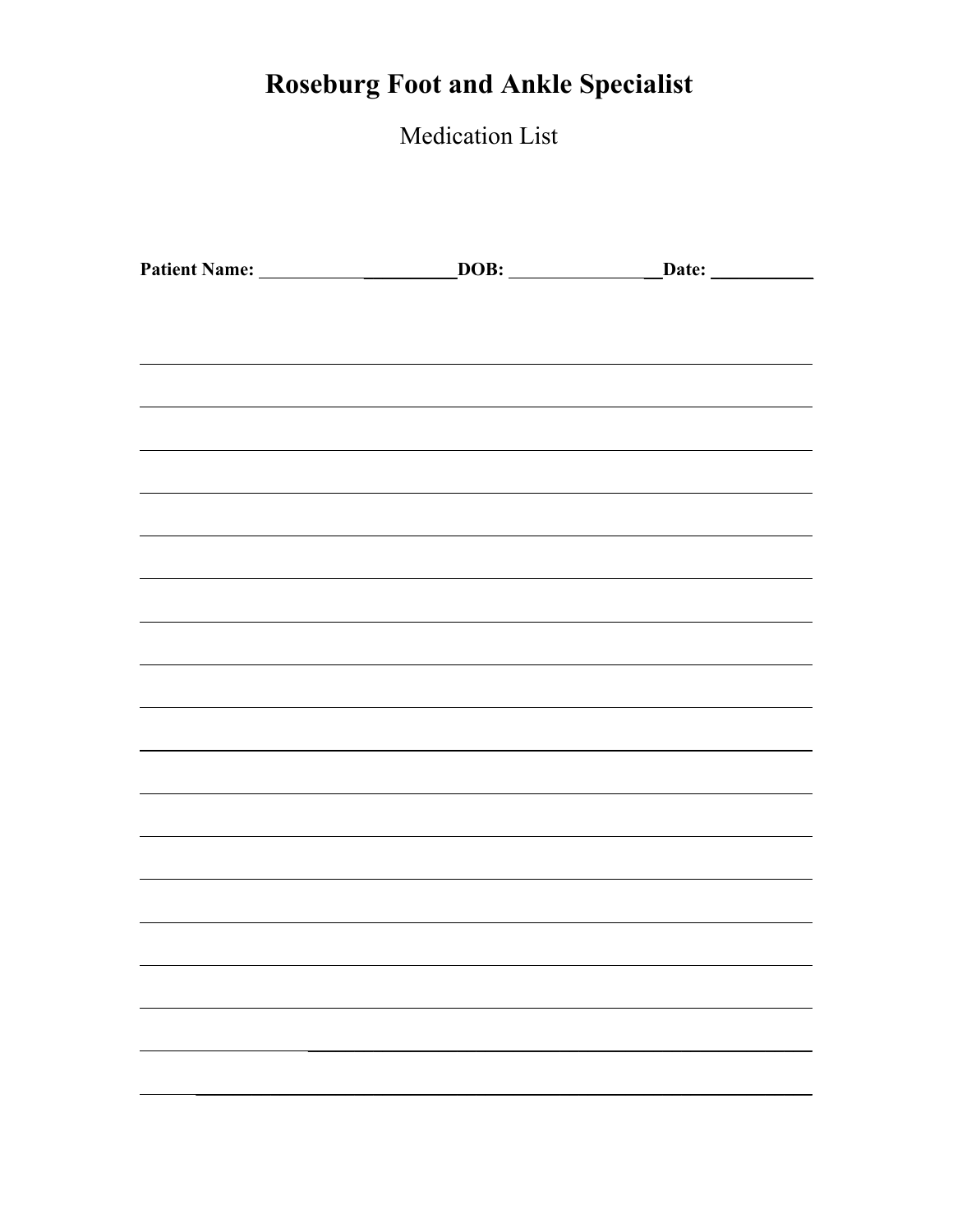# Roseburg Foot and Ankle Specialist

Medication List

**Patient Name:** ______________________ **DOB:** ________________ **Date:** ___________